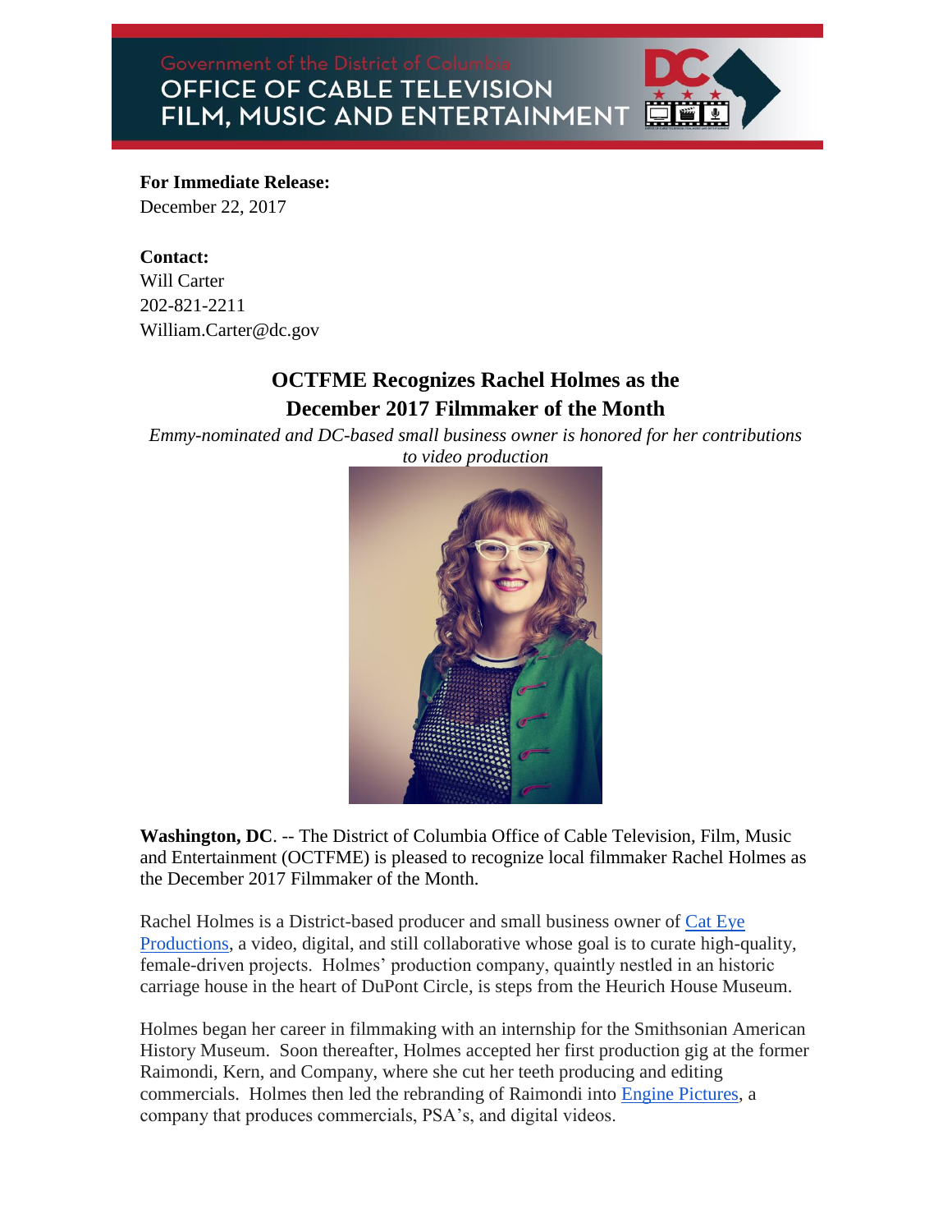Government of the District of Columbia
OFFICE OF CABLE TELEVISION
FILM, MUSIC AND ENTERTAINMENT

**For Immediate Release:**
December 22, 2017

**Contact:**
Will Carter
202-821-2211
William.Carter@dc.gov

## OCTFME Recognizes Rachel Holmes as the December 2017 Filmmaker of the Month

*Emmy-nominated and DC-based small business owner is honored for her contributions to video production*

**Washington, DC**. -- The District of Columbia Office of Cable Television, Film, Music and Entertainment (OCTFME) is pleased to recognize local filmmaker Rachel Holmes as the December 2017 Filmmaker of the Month.

Rachel Holmes is a District-based producer and small business owner of Cat Eye Productions, a video, digital, and still collaborative whose goal is to curate high-quality, female-driven projects. Holmes' production company, quaintly nestled in an historic carriage house in the heart of DuPont Circle, is steps from the Heurich House Museum.

Holmes began her career in filmmaking with an internship for the Smithsonian American History Museum. Soon thereafter, Holmes accepted her first production gig at the former Raimondi, Kern, and Company, where she cut her teeth producing and editing commercials. Holmes then led the rebranding of Raimondi into Engine Pictures, a company that produces commercials, PSA's, and digital videos.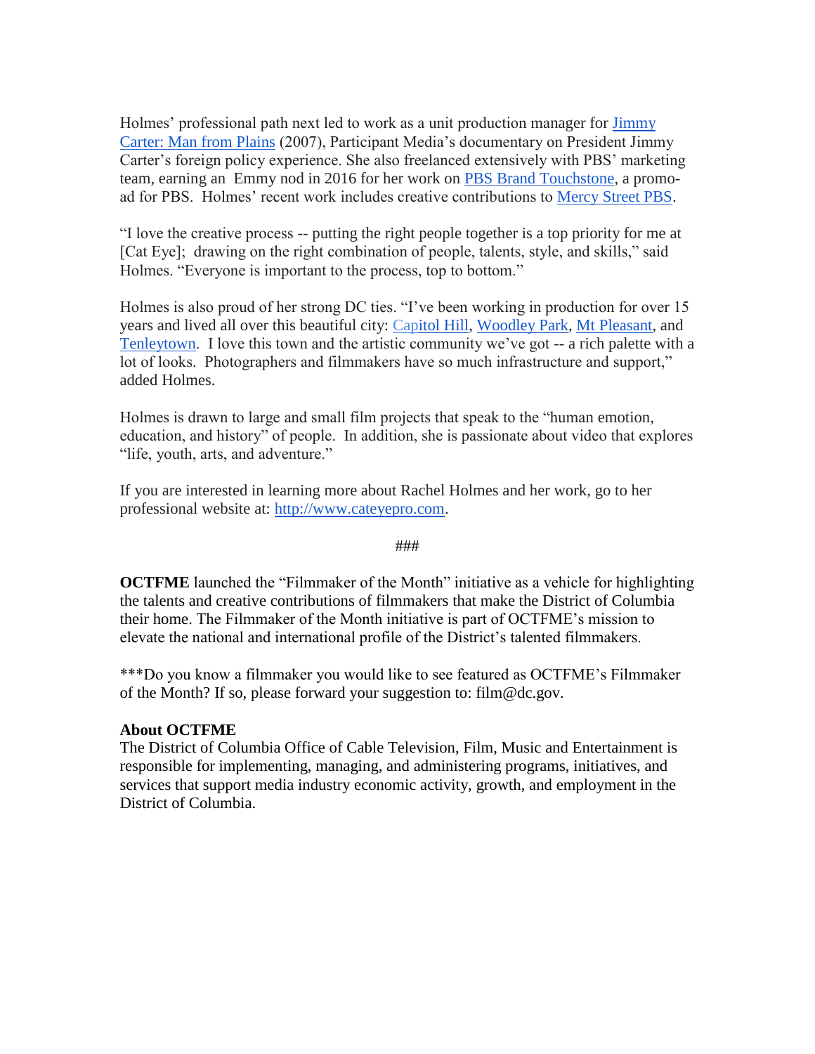Holmes' professional path next led to work as a unit production manager for [Jimmy Carter: Man from Plains](#) (2007), Participant Media's documentary on President Jimmy Carter's foreign policy experience. She also freelanced extensively with PBS' marketing team, earning an Emmy nod in 2016 for her work on [PBS Brand Touchstone](#), a promo-ad for PBS. Holmes' recent work includes creative contributions to [Mercy Street PBS](#).

"I love the creative process -- putting the right people together is a top priority for me at [Cat Eye]; drawing on the right combination of people, talents, style, and skills," said Holmes. "Everyone is important to the process, top to bottom."

Holmes is also proud of her strong DC ties. "I've been working in production for over 15 years and lived all over this beautiful city: [Capitol Hill](#), [Woodley Park](#), [Mt Pleasant](#), and [Tenleytown](#). I love this town and the artistic community we've got -- a rich palette with a lot of looks. Photographers and filmmakers have so much infrastructure and support," added Holmes.

Holmes is drawn to large and small film projects that speak to the "human emotion, education, and history" of people. In addition, she is passionate about video that explores "life, youth, arts, and adventure."

If you are interested in learning more about Rachel Holmes and her work, go to her professional website at: [http://www.cateyepro.com](http://www.cateyepro.com).

###

**OCTFME** launched the "Filmmaker of the Month" initiative as a vehicle for highlighting the talents and creative contributions of filmmakers that make the District of Columbia their home. The Filmmaker of the Month initiative is part of OCTFME's mission to elevate the national and international profile of the District's talented filmmakers.

***Do you know a filmmaker you would like to see featured as OCTFME's Filmmaker of the Month? If so, please forward your suggestion to: film@dc.gov.

**About OCTFME**

The District of Columbia Office of Cable Television, Film, Music and Entertainment is responsible for implementing, managing, and administering programs, initiatives, and services that support media industry economic activity, growth, and employment in the District of Columbia.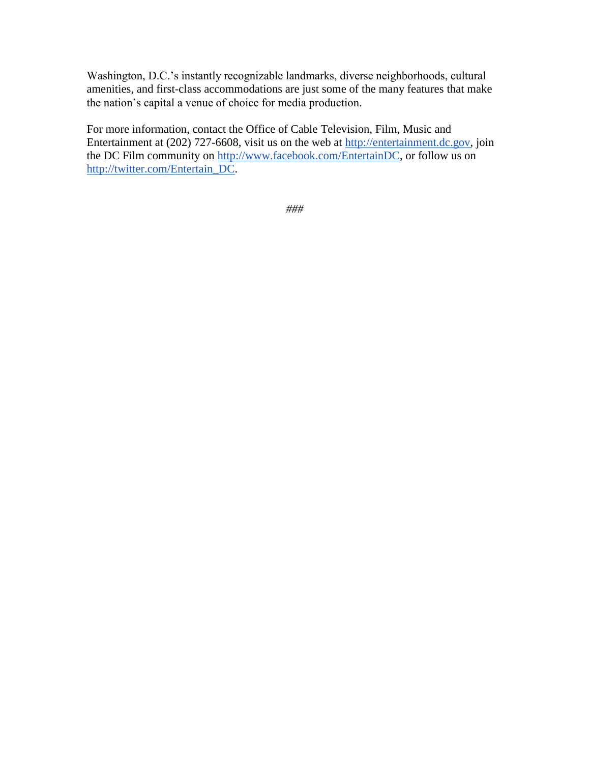Washington, D.C.’s instantly recognizable landmarks, diverse neighborhoods, cultural amenities, and first-class accommodations are just some of the many features that make the nation’s capital a venue of choice for media production.

For more information, contact the Office of Cable Television, Film, Music and Entertainment at (202) 727-6608, visit us on the web at http://entertainment.dc.gov, join the DC Film community on http://www.facebook.com/EntertainDC, or follow us on http://twitter.com/Entertain_DC.

###